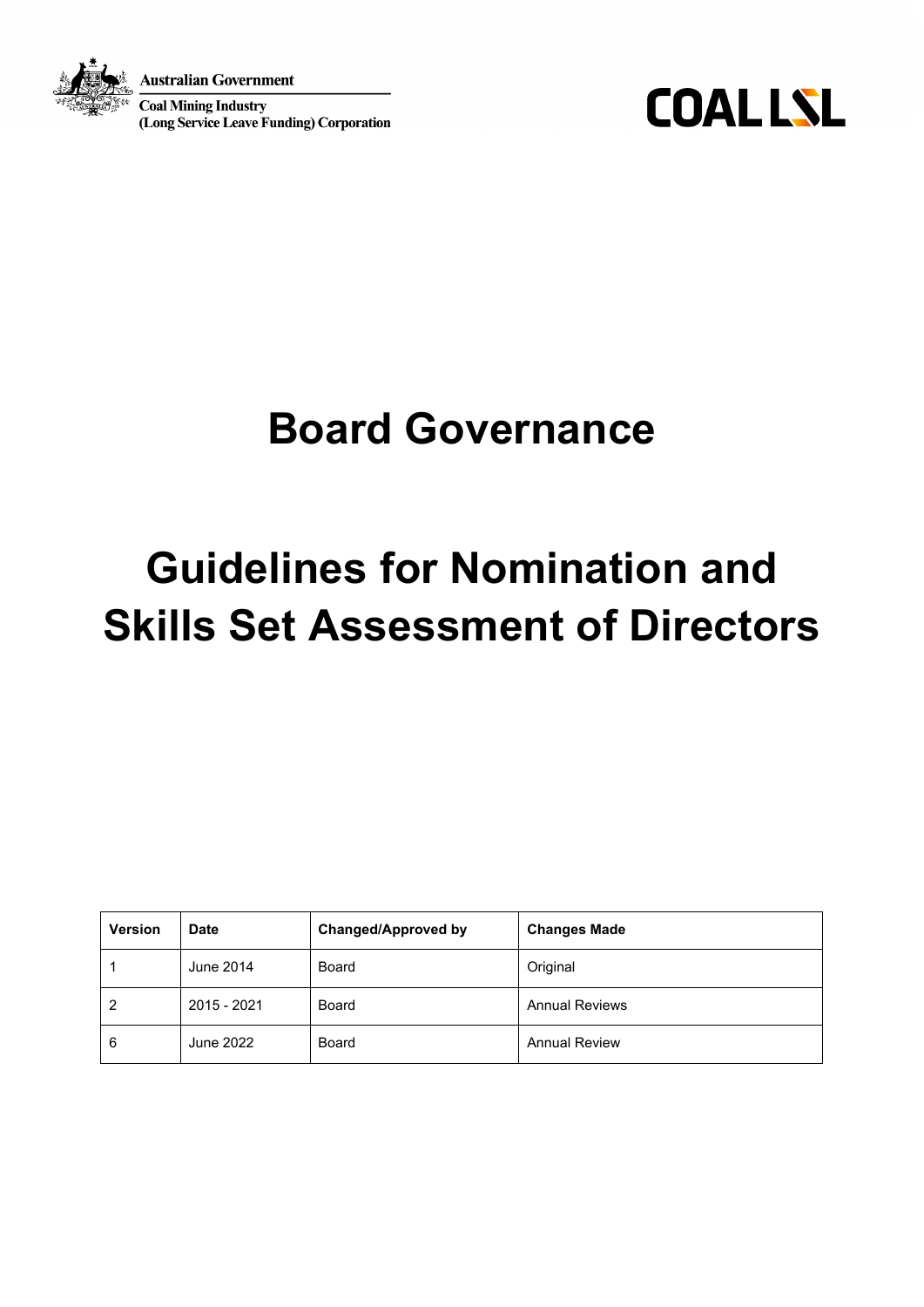Australian Government

Coal Mining Industry
(Long Service Leave Funding) Corporation

COAL LSL

# Board Governance

# Guidelines for Nomination and Skills Set Assessment of Directors

| Version | Date | Changed/Approved by | Changes Made |
| --- | --- | --- | --- |
| 1 | June 2014 | Board | Original |
| 2 | 2015 - 2021 | Board | Annual Reviews |
| 6 | June 2022 | Board | Annual Review |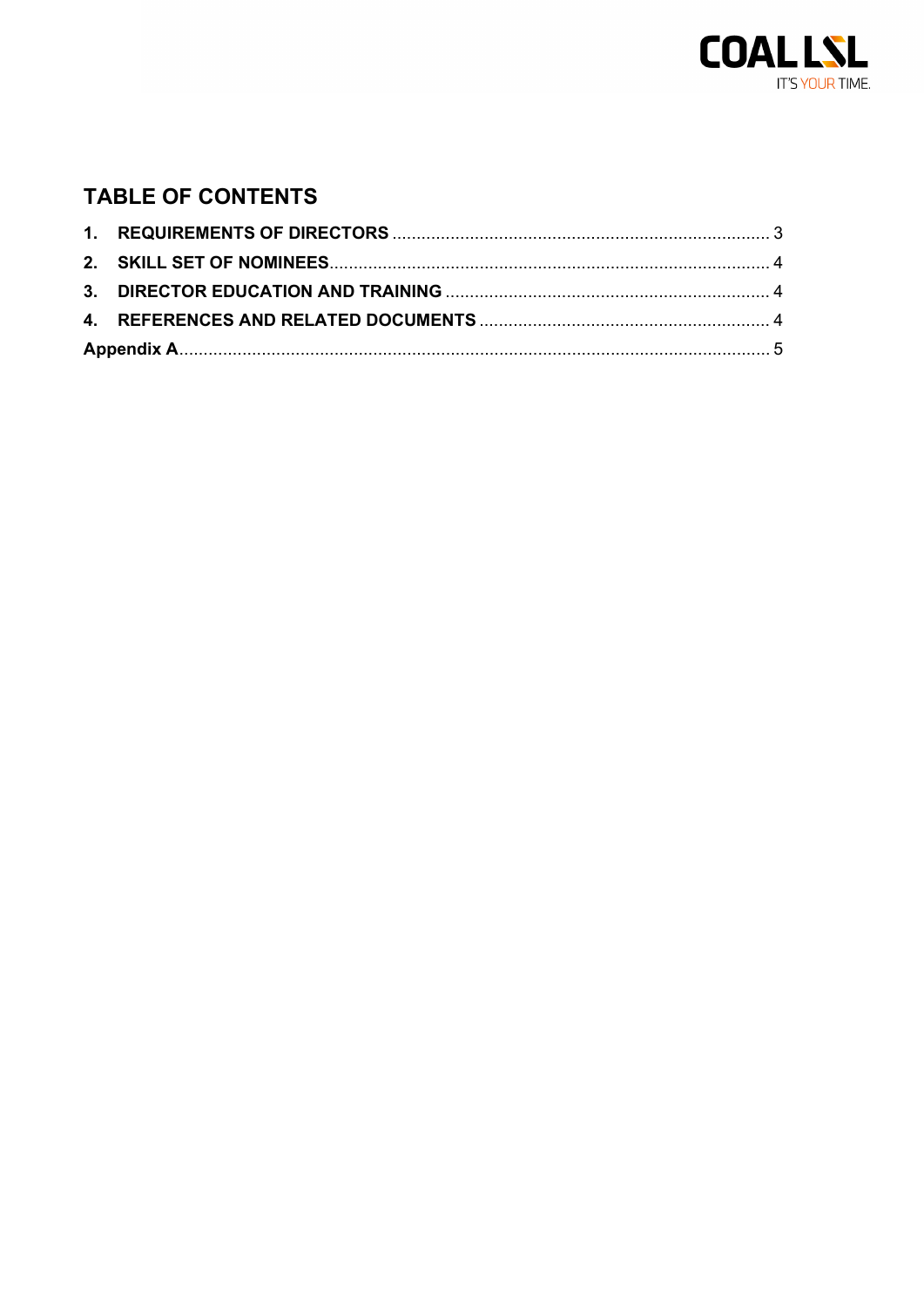## TABLE OF CONTENTS

1. **REQUIREMENTS OF DIRECTORS** .......... 3
2. **SKILL SET OF NOMINEES** .......... 4
3. **DIRECTOR EDUCATION AND TRAINING** .......... 4
4. **REFERENCES AND RELATED DOCUMENTS** .......... 4

**Appendix A** .......... 5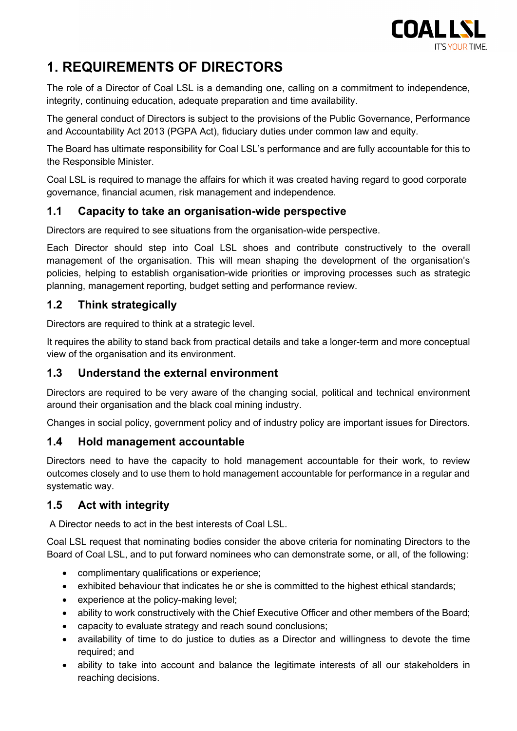# 1. REQUIREMENTS OF DIRECTORS

The role of a Director of Coal LSL is a demanding one, calling on a commitment to independence, integrity, continuing education, adequate preparation and time availability.

The general conduct of Directors is subject to the provisions of the Public Governance, Performance and Accountability Act 2013 (PGPA Act), fiduciary duties under common law and equity.

The Board has ultimate responsibility for Coal LSL's performance and are fully accountable for this to the Responsible Minister.

Coal LSL is required to manage the affairs for which it was created having regard to good corporate governance, financial acumen, risk management and independence.

## 1.1 Capacity to take an organisation-wide perspective

Directors are required to see situations from the organisation-wide perspective.

Each Director should step into Coal LSL shoes and contribute constructively to the overall management of the organisation. This will mean shaping the development of the organisation's policies, helping to establish organisation-wide priorities or improving processes such as strategic planning, management reporting, budget setting and performance review.

## 1.2 Think strategically

Directors are required to think at a strategic level.

It requires the ability to stand back from practical details and take a longer-term and more conceptual view of the organisation and its environment.

## 1.3 Understand the external environment

Directors are required to be very aware of the changing social, political and technical environment around their organisation and the black coal mining industry.

Changes in social policy, government policy and of industry policy are important issues for Directors.

## 1.4 Hold management accountable

Directors need to have the capacity to hold management accountable for their work, to review outcomes closely and to use them to hold management accountable for performance in a regular and systematic way.

## 1.5 Act with integrity

A Director needs to act in the best interests of Coal LSL.

Coal LSL request that nominating bodies consider the above criteria for nominating Directors to the Board of Coal LSL, and to put forward nominees who can demonstrate some, or all, of the following:

- complimentary qualifications or experience;
- exhibited behaviour that indicates he or she is committed to the highest ethical standards;
- experience at the policy-making level;
- ability to work constructively with the Chief Executive Officer and other members of the Board;
- capacity to evaluate strategy and reach sound conclusions;
- availability of time to do justice to duties as a Director and willingness to devote the time required; and
- ability to take into account and balance the legitimate interests of all our stakeholders in reaching decisions.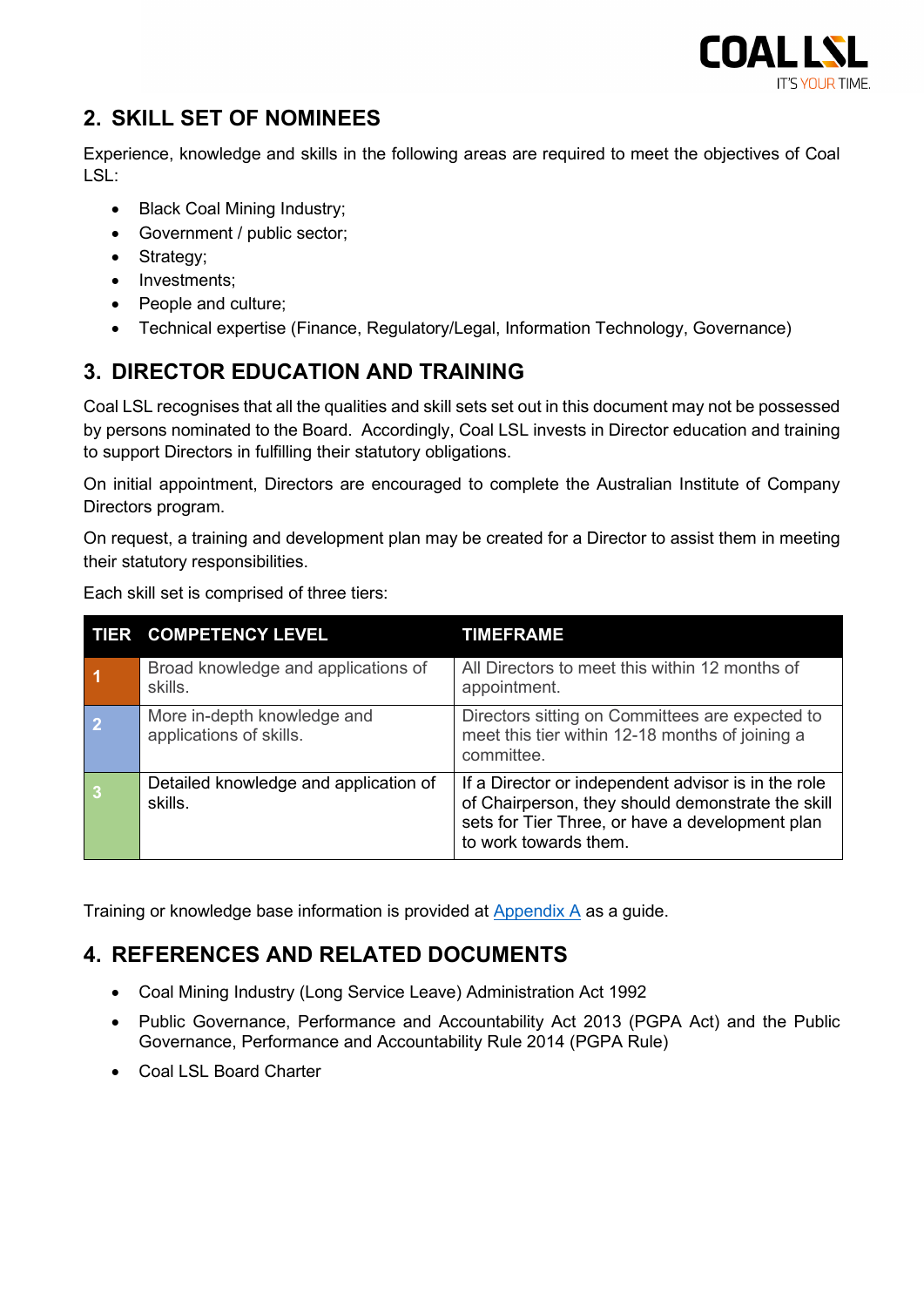## 2. SKILL SET OF NOMINEES

Experience, knowledge and skills in the following areas are required to meet the objectives of Coal LSL:

- Black Coal Mining Industry;
- Government / public sector;
- Strategy;
- Investments;
- People and culture;
- Technical expertise (Finance, Regulatory/Legal, Information Technology, Governance)

## 3. DIRECTOR EDUCATION AND TRAINING

Coal LSL recognises that all the qualities and skill sets set out in this document may not be possessed by persons nominated to the Board. Accordingly, Coal LSL invests in Director education and training to support Directors in fulfilling their statutory obligations.

On initial appointment, Directors are encouraged to complete the Australian Institute of Company Directors program.

On request, a training and development plan may be created for a Director to assist them in meeting their statutory responsibilities.

Each skill set is comprised of three tiers:

| TIER | COMPETENCY LEVEL | TIMEFRAME |
|---|---|---|
| 1 | Broad knowledge and applications of skills. | All Directors to meet this within 12 months of appointment. |
| 2 | More in-depth knowledge and applications of skills. | Directors sitting on Committees are expected to meet this tier within 12-18 months of joining a committee. |
| 3 | Detailed knowledge and application of skills. | If a Director or independent advisor is in the role of Chairperson, they should demonstrate the skill sets for Tier Three, or have a development plan to work towards them. |

Training or knowledge base information is provided at Appendix A as a guide.

## 4. REFERENCES AND RELATED DOCUMENTS

- Coal Mining Industry (Long Service Leave) Administration Act 1992
- Public Governance, Performance and Accountability Act 2013 (PGPA Act) and the Public Governance, Performance and Accountability Rule 2014 (PGPA Rule)
- Coal LSL Board Charter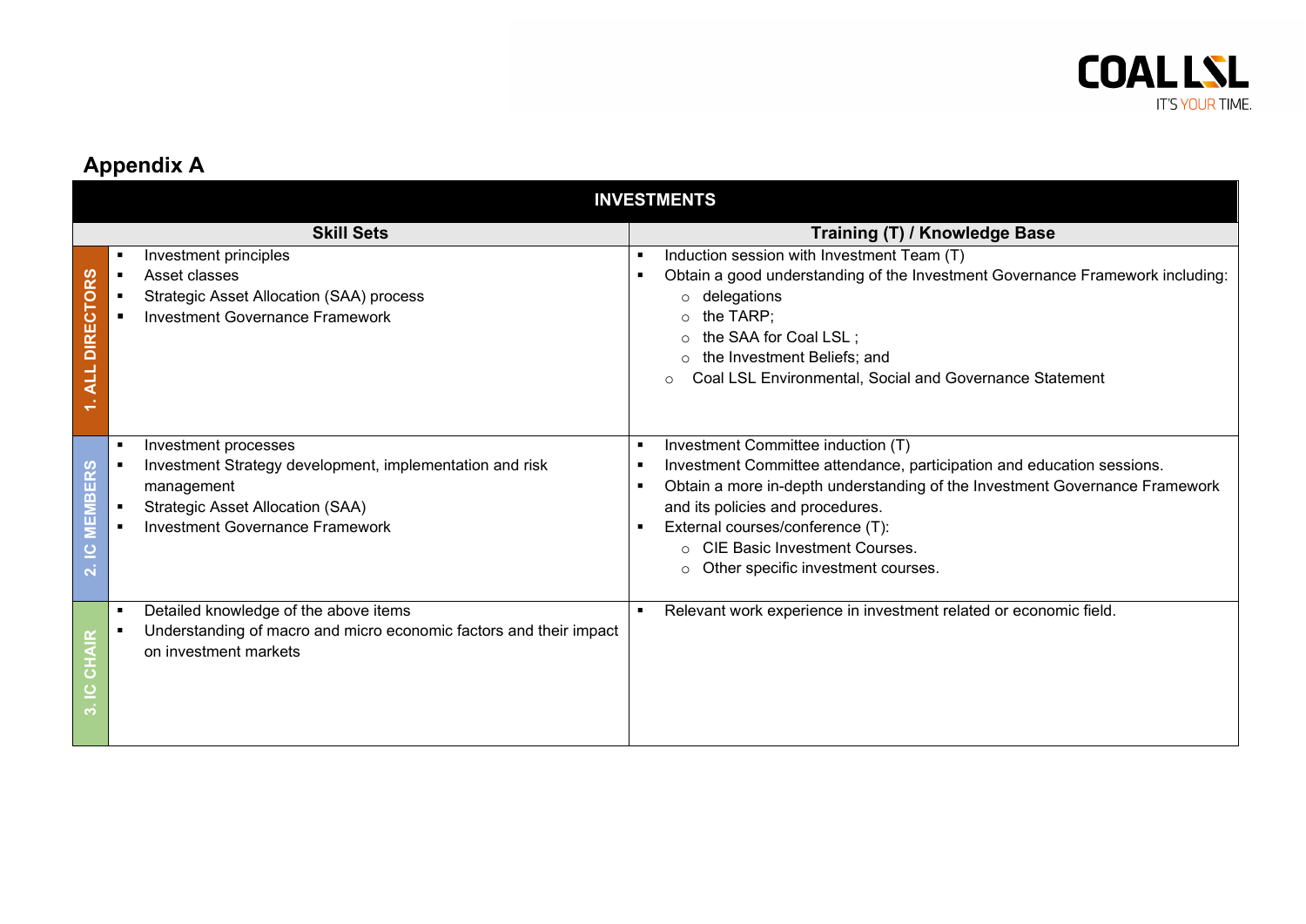## Appendix A

| INVESTMENTS | | |
|---|---|---|
| | **Skill Sets** | **Training (T) / Knowledge Base** |
| **1. ALL DIRECTORS** | ▪ Investment principles<br>▪ Asset classes<br>▪ Strategic Asset Allocation (SAA) process<br>▪ Investment Governance Framework | ▪ Induction session with Investment Team (T)<br>▪ Obtain a good understanding of the Investment Governance Framework including:<br>  ○ delegations<br>  ○ the TARP;<br>  ○ the SAA for Coal LSL ;<br>  ○ the Investment Beliefs; and<br>  ○ Coal LSL Environmental, Social and Governance Statement |
| **2. IC MEMBERS** | ▪ Investment processes<br>▪ Investment Strategy development, implementation and risk management<br>▪ Strategic Asset Allocation (SAA)<br>▪ Investment Governance Framework | ▪ Investment Committee induction (T)<br>▪ Investment Committee attendance, participation and education sessions.<br>▪ Obtain a more in-depth understanding of the Investment Governance Framework and its policies and procedures.<br>▪ External courses/conference (T):<br>  ○ CIE Basic Investment Courses.<br>  ○ Other specific investment courses. |
| **3. IC CHAIR** | ▪ Detailed knowledge of the above items<br>▪ Understanding of macro and micro economic factors and their impact on investment markets | ▪ Relevant work experience in investment related or economic field. |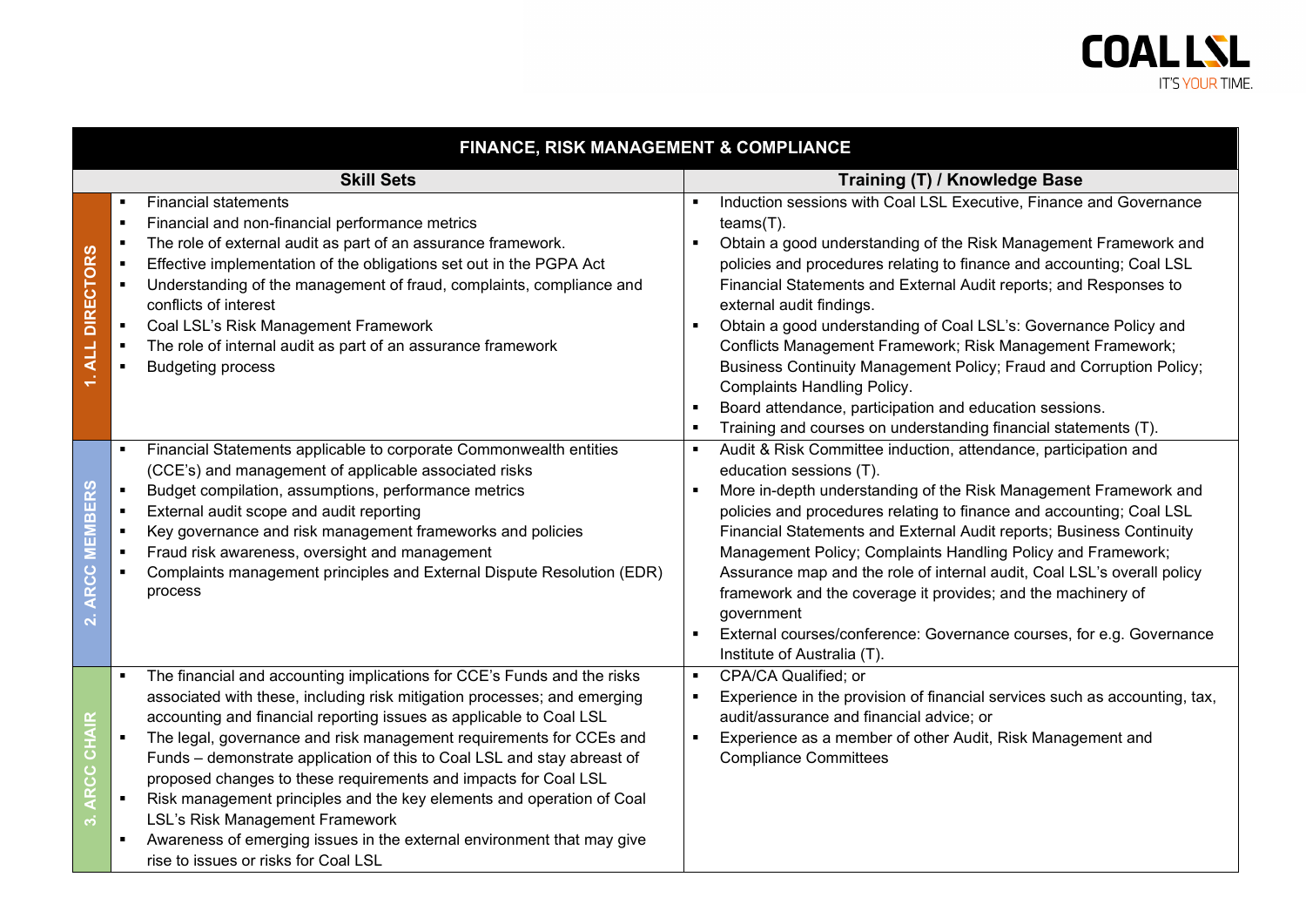| FINANCE, RISK MANAGEMENT & COMPLIANCE | | |
|---|---|---|
| | **Skill Sets** | **Training (T) / Knowledge Base** |
| **1. ALL DIRECTORS** | ▪ Financial statements<br>▪ Financial and non-financial performance metrics<br>▪ The role of external audit as part of an assurance framework.<br>▪ Effective implementation of the obligations set out in the PGPA Act<br>▪ Understanding of the management of fraud, complaints, compliance and conflicts of interest<br>▪ Coal LSL's Risk Management Framework<br>▪ The role of internal audit as part of an assurance framework<br>▪ Budgeting process | ▪ Induction sessions with Coal LSL Executive, Finance and Governance teams(T).<br>▪ Obtain a good understanding of the Risk Management Framework and policies and procedures relating to finance and accounting; Coal LSL Financial Statements and External Audit reports; and Responses to external audit findings.<br>▪ Obtain a good understanding of Coal LSL's: Governance Policy and Conflicts Management Framework; Risk Management Framework; Business Continuity Management Policy; Fraud and Corruption Policy; Complaints Handling Policy.<br>▪ Board attendance, participation and education sessions.<br>▪ Training and courses on understanding financial statements (T). |
| **2. ARCC MEMBERS** | ▪ Financial Statements applicable to corporate Commonwealth entities (CCE's) and management of applicable associated risks<br>▪ Budget compilation, assumptions, performance metrics<br>▪ External audit scope and audit reporting<br>▪ Key governance and risk management frameworks and policies<br>▪ Fraud risk awareness, oversight and management<br>▪ Complaints management principles and External Dispute Resolution (EDR) process | ▪ Audit & Risk Committee induction, attendance, participation and education sessions (T).<br>▪ More in-depth understanding of the Risk Management Framework and policies and procedures relating to finance and accounting; Coal LSL Financial Statements and External Audit reports; Business Continuity Management Policy; Complaints Handling Policy and Framework; Assurance map and the role of internal audit, Coal LSL's overall policy framework and the coverage it provides; and the machinery of government<br>▪ External courses/conference: Governance courses, for e.g. Governance Institute of Australia (T). |
| **3. ARCC CHAIR** | ▪ The financial and accounting implications for CCE's Funds and the risks associated with these, including risk mitigation processes; and emerging accounting and financial reporting issues as applicable to Coal LSL<br>▪ The legal, governance and risk management requirements for CCEs and Funds – demonstrate application of this to Coal LSL and stay abreast of proposed changes to these requirements and impacts for Coal LSL<br>▪ Risk management principles and the key elements and operation of Coal LSL's Risk Management Framework<br>▪ Awareness of emerging issues in the external environment that may give rise to issues or risks for Coal LSL | ▪ CPA/CA Qualified; or<br>▪ Experience in the provision of financial services such as accounting, tax, audit/assurance and financial advice; or<br>▪ Experience as a member of other Audit, Risk Management and Compliance Committees |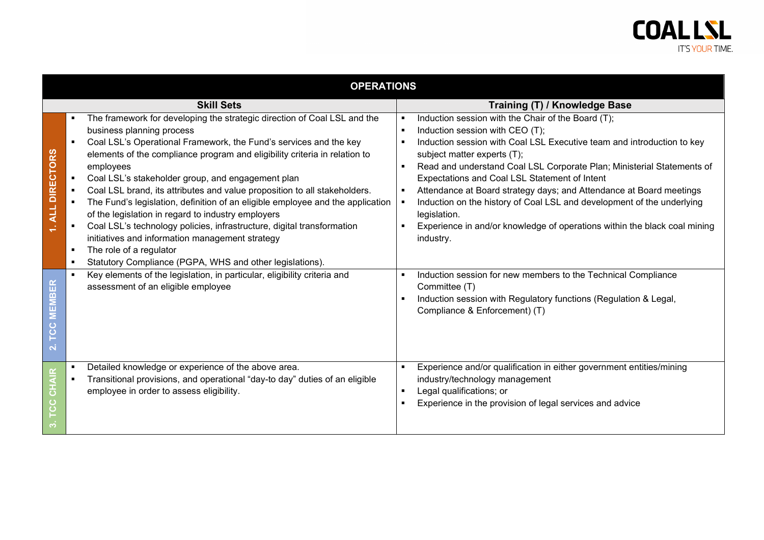| OPERATIONS | | |
|---|---|---|
| | **Skill Sets** | **Training (T) / Knowledge Base** |
| **1. ALL DIRECTORS** | ▪ The framework for developing the strategic direction of Coal LSL and the business planning process<br>▪ Coal LSL's Operational Framework, the Fund's services and the key elements of the compliance program and eligibility criteria in relation to employees<br>▪ Coal LSL's stakeholder group, and engagement plan<br>▪ Coal LSL brand, its attributes and value proposition to all stakeholders.<br>▪ The Fund's legislation, definition of an eligible employee and the application of the legislation in regard to industry employers<br>▪ Coal LSL's technology policies, infrastructure, digital transformation initiatives and information management strategy<br>▪ The role of a regulator<br>▪ Statutory Compliance (PGPA, WHS and other legislations). | ▪ Induction session with the Chair of the Board (T);<br>▪ Induction session with CEO (T);<br>▪ Induction session with Coal LSL Executive team and introduction to key subject matter experts (T);<br>▪ Read and understand Coal LSL Corporate Plan; Ministerial Statements of Expectations and Coal LSL Statement of Intent<br>▪ Attendance at Board strategy days; and Attendance at Board meetings<br>▪ Induction on the history of Coal LSL and development of the underlying legislation.<br>▪ Experience in and/or knowledge of operations within the black coal mining industry. |
| **2. TCC MEMBER** | ▪ Key elements of the legislation, in particular, eligibility criteria and assessment of an eligible employee | ▪ Induction session for new members to the Technical Compliance Committee (T)<br>▪ Induction session with Regulatory functions (Regulation & Legal, Compliance & Enforcement) (T) |
| **3. TCC CHAIR** | ▪ Detailed knowledge or experience of the above area.<br>▪ Transitional provisions, and operational "day-to day" duties of an eligible employee in order to assess eligibility. | ▪ Experience and/or qualification in either government entities/mining industry/technology management<br>▪ Legal qualifications; or<br>▪ Experience in the provision of legal services and advice |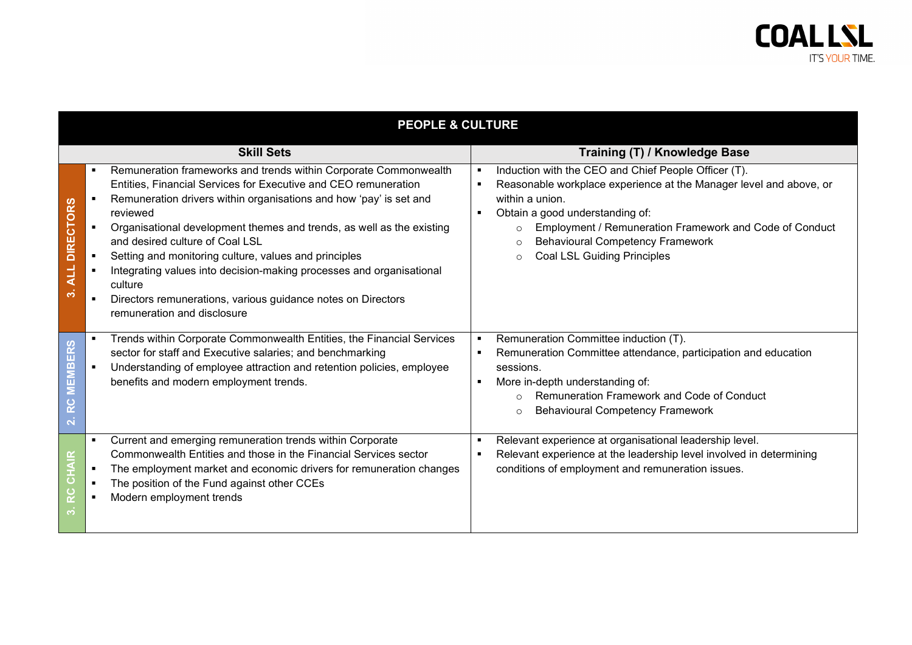| PEOPLE & CULTURE | | |
|---|---|---|
| | **Skill Sets** | **Training (T) / Knowledge Base** |
| **3. ALL DIRECTORS** | ▪ Remuneration frameworks and trends within Corporate Commonwealth Entities, Financial Services for Executive and CEO remuneration<br>▪ Remuneration drivers within organisations and how 'pay' is set and reviewed<br>▪ Organisational development themes and trends, as well as the existing and desired culture of Coal LSL<br>▪ Setting and monitoring culture, values and principles<br>▪ Integrating values into decision-making processes and organisational culture<br>▪ Directors remunerations, various guidance notes on Directors remuneration and disclosure | ▪ Induction with the CEO and Chief People Officer (T).<br>▪ Reasonable workplace experience at the Manager level and above, or within a union.<br>▪ Obtain a good understanding of:<br>&nbsp;&nbsp;○ Employment / Remuneration Framework and Code of Conduct<br>&nbsp;&nbsp;○ Behavioural Competency Framework<br>&nbsp;&nbsp;○ Coal LSL Guiding Principles |
| **2. RC MEMBERS** | ▪ Trends within Corporate Commonwealth Entities, the Financial Services sector for staff and Executive salaries; and benchmarking<br>▪ Understanding of employee attraction and retention policies, employee benefits and modern employment trends. | ▪ Remuneration Committee induction (T).<br>▪ Remuneration Committee attendance, participation and education sessions.<br>▪ More in-depth understanding of:<br>&nbsp;&nbsp;○ Remuneration Framework and Code of Conduct<br>&nbsp;&nbsp;○ Behavioural Competency Framework |
| **3. RC CHAIR** | ▪ Current and emerging remuneration trends within Corporate Commonwealth Entities and those in the Financial Services sector<br>▪ The employment market and economic drivers for remuneration changes<br>▪ The position of the Fund against other CCEs<br>▪ Modern employment trends | ▪ Relevant experience at organisational leadership level.<br>▪ Relevant experience at the leadership level involved in determining conditions of employment and remuneration issues. |